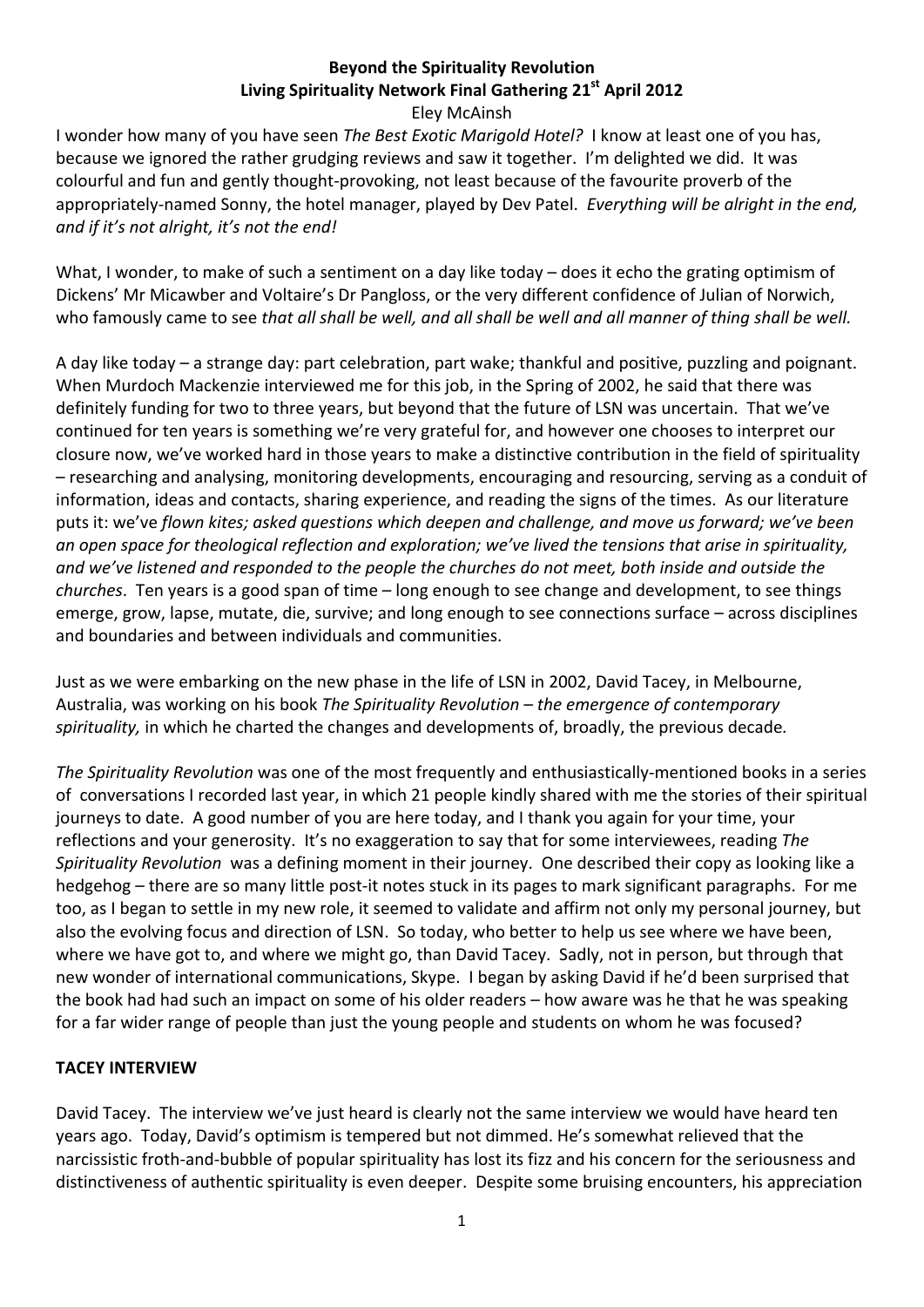**Beyond the Spirituality Revolution**
**Living Spirituality Network Final Gathering 21st April 2012**
Eley McAinsh

I wonder how many of you have seen *The Best Exotic Marigold Hotel?* I know at least one of you has, because we ignored the rather grudging reviews and saw it together. I'm delighted we did. It was colourful and fun and gently thought-provoking, not least because of the favourite proverb of the appropriately-named Sonny, the hotel manager, played by Dev Patel. *Everything will be alright in the end, and if it's not alright, it's not the end!*

What, I wonder, to make of such a sentiment on a day like today – does it echo the grating optimism of Dickens' Mr Micawber and Voltaire's Dr Pangloss, or the very different confidence of Julian of Norwich, who famously came to see *that all shall be well, and all shall be well and all manner of thing shall be well.*

A day like today – a strange day: part celebration, part wake; thankful and positive, puzzling and poignant. When Murdoch Mackenzie interviewed me for this job, in the Spring of 2002, he said that there was definitely funding for two to three years, but beyond that the future of LSN was uncertain. That we've continued for ten years is something we're very grateful for, and however one chooses to interpret our closure now, we've worked hard in those years to make a distinctive contribution in the field of spirituality – researching and analysing, monitoring developments, encouraging and resourcing, serving as a conduit of information, ideas and contacts, sharing experience, and reading the signs of the times. As our literature puts it: we've *flown kites; asked questions which deepen and challenge, and move us forward; we've been an open space for theological reflection and exploration; we've lived the tensions that arise in spirituality, and we've listened and responded to the people the churches do not meet, both inside and outside the churches*. Ten years is a good span of time – long enough to see change and development, to see things emerge, grow, lapse, mutate, die, survive; and long enough to see connections surface – across disciplines and boundaries and between individuals and communities.

Just as we were embarking on the new phase in the life of LSN in 2002, David Tacey, in Melbourne, Australia, was working on his book *The Spirituality Revolution – the emergence of contemporary spirituality,* in which he charted the changes and developments of, broadly, the previous decade.

*The Spirituality Revolution* was one of the most frequently and enthusiastically-mentioned books in a series of conversations I recorded last year, in which 21 people kindly shared with me the stories of their spiritual journeys to date. A good number of you are here today, and I thank you again for your time, your reflections and your generosity. It's no exaggeration to say that for some interviewees, reading *The Spirituality Revolution* was a defining moment in their journey. One described their copy as looking like a hedgehog – there are so many little post-it notes stuck in its pages to mark significant paragraphs. For me too, as I began to settle in my new role, it seemed to validate and affirm not only my personal journey, but also the evolving focus and direction of LSN. So today, who better to help us see where we have been, where we have got to, and where we might go, than David Tacey. Sadly, not in person, but through that new wonder of international communications, Skype. I began by asking David if he'd been surprised that the book had had such an impact on some of his older readers – how aware was he that he was speaking for a far wider range of people than just the young people and students on whom he was focused?

**TACEY INTERVIEW**

David Tacey. The interview we've just heard is clearly not the same interview we would have heard ten years ago. Today, David's optimism is tempered but not dimmed. He's somewhat relieved that the narcissistic froth-and-bubble of popular spirituality has lost its fizz and his concern for the seriousness and distinctiveness of authentic spirituality is even deeper. Despite some bruising encounters, his appreciation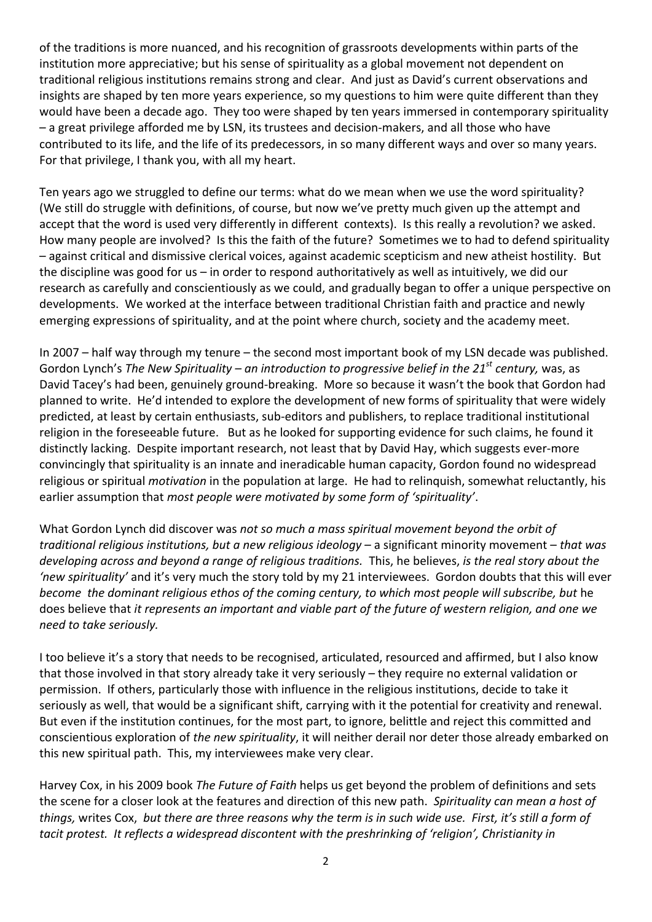of the traditions is more nuanced, and his recognition of grassroots developments within parts of the institution more appreciative; but his sense of spirituality as a global movement not dependent on traditional religious institutions remains strong and clear. And just as David's current observations and insights are shaped by ten more years experience, so my questions to him were quite different than they would have been a decade ago. They too were shaped by ten years immersed in contemporary spirituality – a great privilege afforded me by LSN, its trustees and decision-makers, and all those who have contributed to its life, and the life of its predecessors, in so many different ways and over so many years. For that privilege, I thank you, with all my heart.

Ten years ago we struggled to define our terms: what do we mean when we use the word spirituality? (We still do struggle with definitions, of course, but now we've pretty much given up the attempt and accept that the word is used very differently in different contexts). Is this really a revolution? we asked. How many people are involved? Is this the faith of the future? Sometimes we to had to defend spirituality – against critical and dismissive clerical voices, against academic scepticism and new atheist hostility. But the discipline was good for us – in order to respond authoritatively as well as intuitively, we did our research as carefully and conscientiously as we could, and gradually began to offer a unique perspective on developments. We worked at the interface between traditional Christian faith and practice and newly emerging expressions of spirituality, and at the point where church, society and the academy meet.

In 2007 – half way through my tenure – the second most important book of my LSN decade was published. Gordon Lynch's *The New Spirituality – an introduction to progressive belief in the 21st century,* was, as David Tacey's had been, genuinely ground-breaking. More so because it wasn't the book that Gordon had planned to write. He'd intended to explore the development of new forms of spirituality that were widely predicted, at least by certain enthusiasts, sub-editors and publishers, to replace traditional institutional religion in the foreseeable future. But as he looked for supporting evidence for such claims, he found it distinctly lacking. Despite important research, not least that by David Hay, which suggests ever-more convincingly that spirituality is an innate and ineradicable human capacity, Gordon found no widespread religious or spiritual *motivation* in the population at large. He had to relinquish, somewhat reluctantly, his earlier assumption that *most people were motivated by some form of 'spirituality'*.

What Gordon Lynch did discover was *not so much a mass spiritual movement beyond the orbit of traditional religious institutions, but a new religious ideology* – a significant minority movement – *that was developing across and beyond a range of religious traditions.* This, he believes, *is the real story about the 'new spirituality'* and it's very much the story told by my 21 interviewees. Gordon doubts that this will ever *become the dominant religious ethos of the coming century, to which most people will subscribe, but* he does believe that *it represents an important and viable part of the future of western religion, and one we need to take seriously.*

I too believe it's a story that needs to be recognised, articulated, resourced and affirmed, but I also know that those involved in that story already take it very seriously – they require no external validation or permission. If others, particularly those with influence in the religious institutions, decide to take it seriously as well, that would be a significant shift, carrying with it the potential for creativity and renewal. But even if the institution continues, for the most part, to ignore, belittle and reject this committed and conscientious exploration of *the new spirituality*, it will neither derail nor deter those already embarked on this new spiritual path. This, my interviewees make very clear.

Harvey Cox, in his 2009 book *The Future of Faith* helps us get beyond the problem of definitions and sets the scene for a closer look at the features and direction of this new path. *Spirituality can mean a host of things,* writes Cox, *but there are three reasons why the term is in such wide use. First, it's still a form of tacit protest. It reflects a widespread discontent with the preshrinking of 'religion', Christianity in*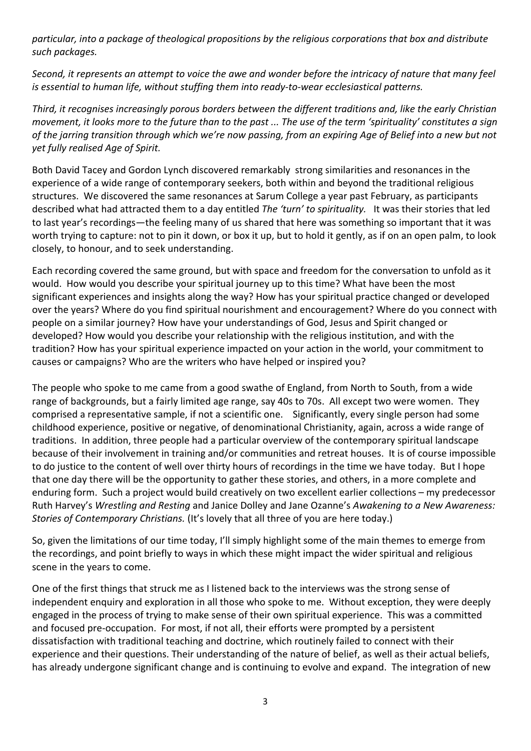*particular, into a package of theological propositions by the religious corporations that box and distribute such packages.*

*Second, it represents an attempt to voice the awe and wonder before the intricacy of nature that many feel is essential to human life, without stuffing them into ready-to-wear ecclesiastical patterns.*

*Third, it recognises increasingly porous borders between the different traditions and, like the early Christian movement, it looks more to the future than to the past ... The use of the term 'spirituality' constitutes a sign of the jarring transition through which we're now passing, from an expiring Age of Belief into a new but not yet fully realised Age of Spirit.*

Both David Tacey and Gordon Lynch discovered remarkably strong similarities and resonances in the experience of a wide range of contemporary seekers, both within and beyond the traditional religious structures. We discovered the same resonances at Sarum College a year past February, as participants described what had attracted them to a day entitled *The 'turn' to spirituality.* It was their stories that led to last year's recordings—the feeling many of us shared that here was something so important that it was worth trying to capture: not to pin it down, or box it up, but to hold it gently, as if on an open palm, to look closely, to honour, and to seek understanding.

Each recording covered the same ground, but with space and freedom for the conversation to unfold as it would. How would you describe your spiritual journey up to this time? What have been the most significant experiences and insights along the way? How has your spiritual practice changed or developed over the years? Where do you find spiritual nourishment and encouragement? Where do you connect with people on a similar journey? How have your understandings of God, Jesus and Spirit changed or developed? How would you describe your relationship with the religious institution, and with the tradition? How has your spiritual experience impacted on your action in the world, your commitment to causes or campaigns? Who are the writers who have helped or inspired you?

The people who spoke to me came from a good swathe of England, from North to South, from a wide range of backgrounds, but a fairly limited age range, say 40s to 70s. All except two were women. They comprised a representative sample, if not a scientific one. Significantly, every single person had some childhood experience, positive or negative, of denominational Christianity, again, across a wide range of traditions. In addition, three people had a particular overview of the contemporary spiritual landscape because of their involvement in training and/or communities and retreat houses. It is of course impossible to do justice to the content of well over thirty hours of recordings in the time we have today. But I hope that one day there will be the opportunity to gather these stories, and others, in a more complete and enduring form. Such a project would build creatively on two excellent earlier collections – my predecessor Ruth Harvey's *Wrestling and Resting* and Janice Dolley and Jane Ozanne's *Awakening to a New Awareness: Stories of Contemporary Christians.* (It's lovely that all three of you are here today.)

So, given the limitations of our time today, I'll simply highlight some of the main themes to emerge from the recordings, and point briefly to ways in which these might impact the wider spiritual and religious scene in the years to come.

One of the first things that struck me as I listened back to the interviews was the strong sense of independent enquiry and exploration in all those who spoke to me. Without exception, they were deeply engaged in the process of trying to make sense of their own spiritual experience. This was a committed and focused pre-occupation. For most, if not all, their efforts were prompted by a persistent dissatisfaction with traditional teaching and doctrine, which routinely failed to connect with their experience and their questions. Their understanding of the nature of belief, as well as their actual beliefs, has already undergone significant change and is continuing to evolve and expand. The integration of new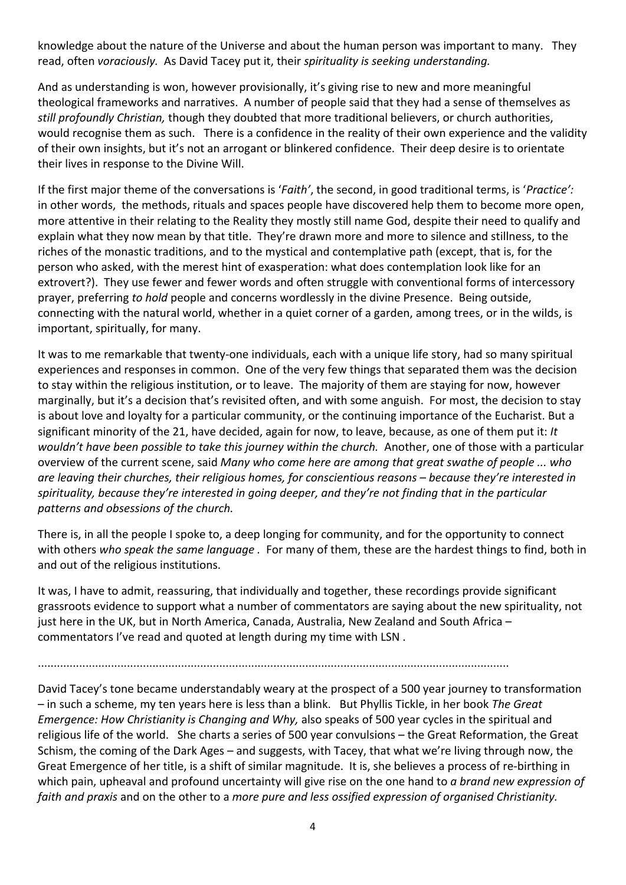knowledge about the nature of the Universe and about the human person was important to many. They read, often *voraciously.* As David Tacey put it, their *spirituality is seeking understanding.*

And as understanding is won, however provisionally, it's giving rise to new and more meaningful theological frameworks and narratives. A number of people said that they had a sense of themselves as *still profoundly Christian,* though they doubted that more traditional believers, or church authorities, would recognise them as such. There is a confidence in the reality of their own experience and the validity of their own insights, but it's not an arrogant or blinkered confidence. Their deep desire is to orientate their lives in response to the Divine Will.

If the first major theme of the conversations is '*Faith'*, the second, in good traditional terms, is '*Practice':* in other words, the methods, rituals and spaces people have discovered help them to become more open, more attentive in their relating to the Reality they mostly still name God, despite their need to qualify and explain what they now mean by that title. They're drawn more and more to silence and stillness, to the riches of the monastic traditions, and to the mystical and contemplative path (except, that is, for the person who asked, with the merest hint of exasperation: what does contemplation look like for an extrovert?). They use fewer and fewer words and often struggle with conventional forms of intercessory prayer, preferring *to hold* people and concerns wordlessly in the divine Presence. Being outside, connecting with the natural world, whether in a quiet corner of a garden, among trees, or in the wilds, is important, spiritually, for many.

It was to me remarkable that twenty-one individuals, each with a unique life story, had so many spiritual experiences and responses in common. One of the very few things that separated them was the decision to stay within the religious institution, or to leave. The majority of them are staying for now, however marginally, but it's a decision that's revisited often, and with some anguish. For most, the decision to stay is about love and loyalty for a particular community, or the continuing importance of the Eucharist. But a significant minority of the 21, have decided, again for now, to leave, because, as one of them put it: *It wouldn't have been possible to take this journey within the church.* Another, one of those with a particular overview of the current scene, said *Many who come here are among that great swathe of people ... who are leaving their churches, their religious homes, for conscientious reasons – because they're interested in spirituality, because they're interested in going deeper, and they're not finding that in the particular patterns and obsessions of the church.*

There is, in all the people I spoke to, a deep longing for community, and for the opportunity to connect with others *who speak the same language* . For many of them, these are the hardest things to find, both in and out of the religious institutions.

It was, I have to admit, reassuring, that individually and together, these recordings provide significant grassroots evidence to support what a number of commentators are saying about the new spirituality, not just here in the UK, but in North America, Canada, Australia, New Zealand and South Africa – commentators I've read and quoted at length during my time with LSN .

..................................................................................................................................................

David Tacey's tone became understandably weary at the prospect of a 500 year journey to transformation – in such a scheme, my ten years here is less than a blink. But Phyllis Tickle, in her book *The Great Emergence: How Christianity is Changing and Why,* also speaks of 500 year cycles in the spiritual and religious life of the world. She charts a series of 500 year convulsions – the Great Reformation, the Great Schism, the coming of the Dark Ages – and suggests, with Tacey, that what we're living through now, the Great Emergence of her title, is a shift of similar magnitude. It is, she believes a process of re-birthing in which pain, upheaval and profound uncertainty will give rise on the one hand to *a brand new expression of faith and praxis* and on the other to a *more pure and less ossified expression of organised Christianity.*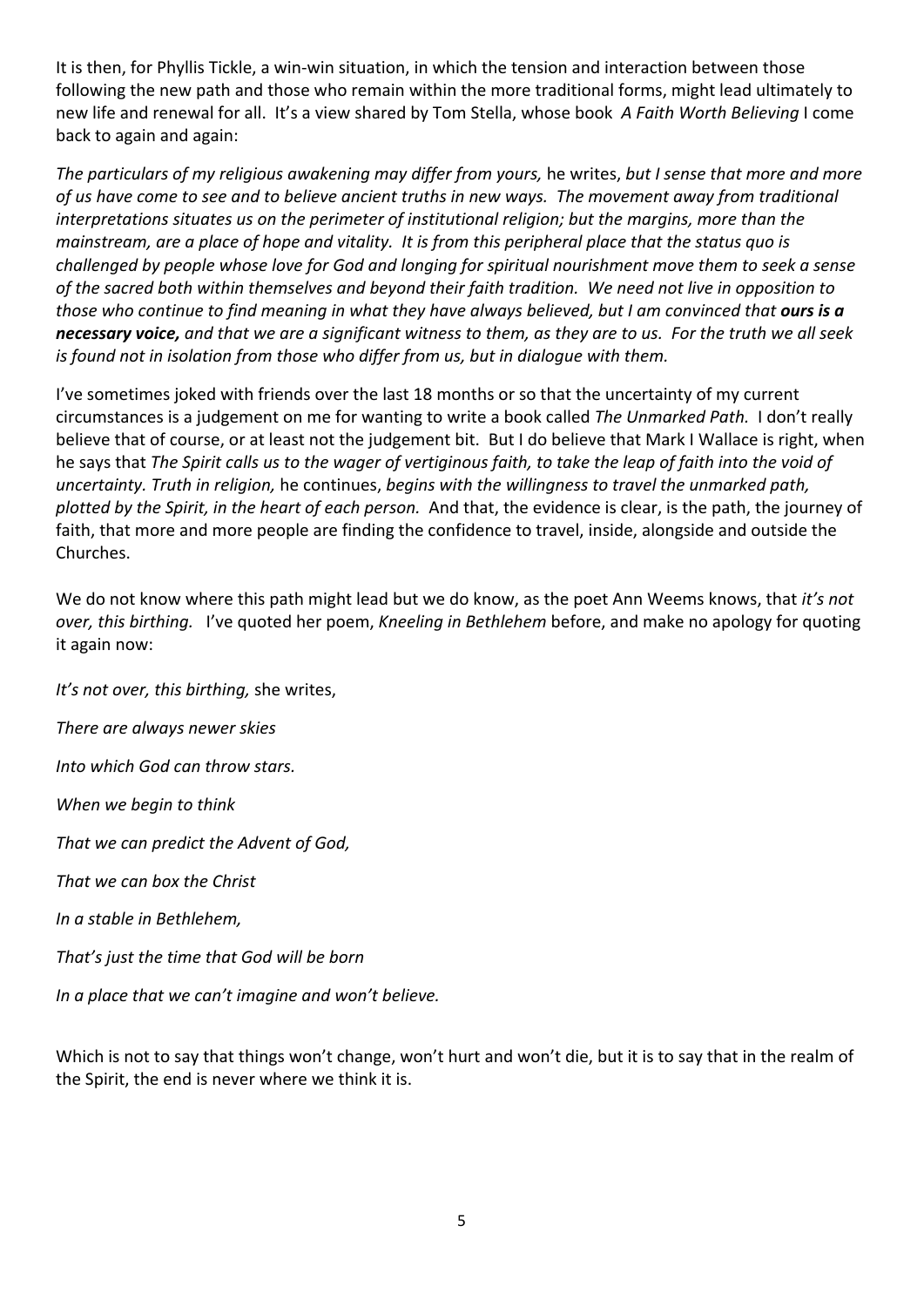It is then, for Phyllis Tickle, a win-win situation, in which the tension and interaction between those following the new path and those who remain within the more traditional forms, might lead ultimately to new life and renewal for all. It's a view shared by Tom Stella, whose book *A Faith Worth Believing* I come back to again and again:

*The particulars of my religious awakening may differ from yours,* he writes, *but I sense that more and more of us have come to see and to believe ancient truths in new ways. The movement away from traditional interpretations situates us on the perimeter of institutional religion; but the margins, more than the mainstream, are a place of hope and vitality. It is from this peripheral place that the status quo is challenged by people whose love for God and longing for spiritual nourishment move them to seek a sense of the sacred both within themselves and beyond their faith tradition. We need not live in opposition to those who continue to find meaning in what they have always believed, but I am convinced that* ***ours is a necessary voice,*** *and that we are a significant witness to them, as they are to us. For the truth we all seek is found not in isolation from those who differ from us, but in dialogue with them.*

I've sometimes joked with friends over the last 18 months or so that the uncertainty of my current circumstances is a judgement on me for wanting to write a book called *The Unmarked Path.* I don't really believe that of course, or at least not the judgement bit. But I do believe that Mark I Wallace is right, when he says that *The Spirit calls us to the wager of vertiginous faith, to take the leap of faith into the void of uncertainty. Truth in religion,* he continues, *begins with the willingness to travel the unmarked path, plotted by the Spirit, in the heart of each person.* And that, the evidence is clear, is the path, the journey of faith, that more and more people are finding the confidence to travel, inside, alongside and outside the Churches.

We do not know where this path might lead but we do know, as the poet Ann Weems knows, that *it's not over, this birthing.* I've quoted her poem, *Kneeling in Bethlehem* before, and make no apology for quoting it again now:

*It's not over, this birthing,* she writes,

*There are always newer skies*

*Into which God can throw stars.*

*When we begin to think*

*That we can predict the Advent of God,*

*That we can box the Christ*

*In a stable in Bethlehem,*

*That's just the time that God will be born*

*In a place that we can't imagine and won't believe.*

Which is not to say that things won't change, won't hurt and won't die, but it is to say that in the realm of the Spirit, the end is never where we think it is.